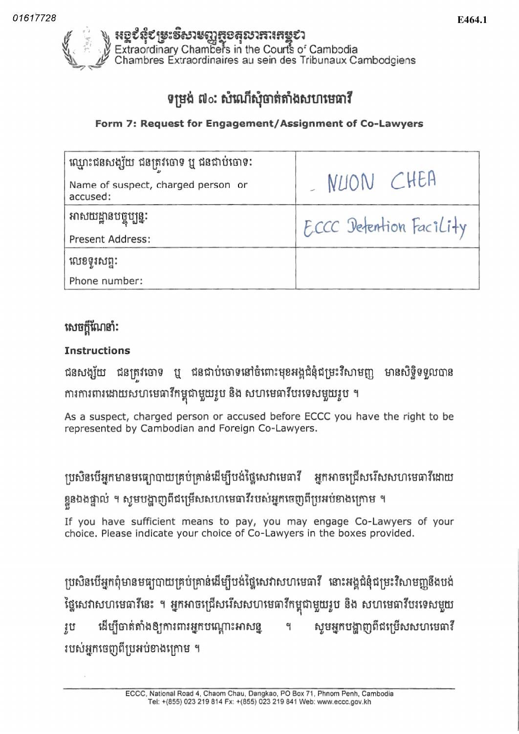01617728

E464.1

អង្គជំនុំជម្រះវិសាមញ្ញក្នុងតុលាការកម្ពុជា
Extraordinary Chambers in the Courts of Cambodia
Chambres Extraordinaires au sein des Tribunaux Cambodgiens

# ទម្រង់ ៧០: សំណើសុំចាត់តាំងសហមេធាវី

## Form 7: Request for Engagement/Assignment of Co-Lawyers

| | |
|---|---|
| ឈ្មោះជនសង្ស័យ ជនត្រូវចោទ ឬ ជនជាប់ចោទ: <br> Name of suspect, charged person or accused: | NUON CHEA |
| អាសយដ្ឋានបច្ចុប្បន្ន: <br> Present Address: | ECCC Detention Facility |
| លេខទូរសព្ទ: <br> Phone number: | |

**សេចក្តីណែនាំ:**

**Instructions**

ជនសង្ស័យ ជនត្រូវចោទ ឬ ជនជាប់ចោទនៅចំពោះមុខអង្គជំនុំជម្រះវិសាមញ្ញ មានសិទ្ធិទទួលបានការការពារដោយសហមេធាវីកម្ពុជាមួយរូប និង សហមេធាវីបរទេសមួយរូប ។

As a suspect, charged person or accused before ECCC you have the right to be represented by Cambodian and Foreign Co-Lawyers.

ប្រសិនបើអ្នកមានមធ្យោបាយគ្រប់គ្រាន់ដើម្បីបង់ថ្លៃសេវាមេធាវី អ្នកអាចជ្រើសរើសសហមេធាវីដោយខ្លួនឯងផ្ទាល់ ។ សូមបង្ហាញពីជម្រើសសហមេធាវីរបស់អ្នកចេញពីប្រអប់ខាងក្រោម ។

If you have sufficient means to pay, you may engage Co-Lawyers of your choice. Please indicate your choice of Co-Lawyers in the boxes provided.

ប្រសិនបើអ្នកពុំមានមធ្យោបាយគ្រប់គ្រាន់ដើម្បីបង់ថ្លៃសេវាសហមេធាវី នោះអង្គជំនុំជម្រះវិសាមញ្ញនឹងបង់ថ្លៃសេវាសហមេធាវីនេះ ។ អ្នកអាចជ្រើសរើសសហមេធាវីកម្ពុជាមួយរូប និង សហមេធាវីបរទេសមួយរូប ដើម្បីចាត់តាំងឱ្យការពារអ្នកបណ្តោះអាសន្ន ។ សូមអ្នកបង្ហាញពីជម្រើសសហមេធាវីរបស់អ្នកចេញពីប្រអប់ខាងក្រោម ។

ECCC, National Road 4, Chaom Chau, Dangkao, PO Box 71, Phnom Penh, Cambodia
Tel: +(855) 023 219 814 Fax: +(855) 023 219 841 Web: www.eccc.gov.kh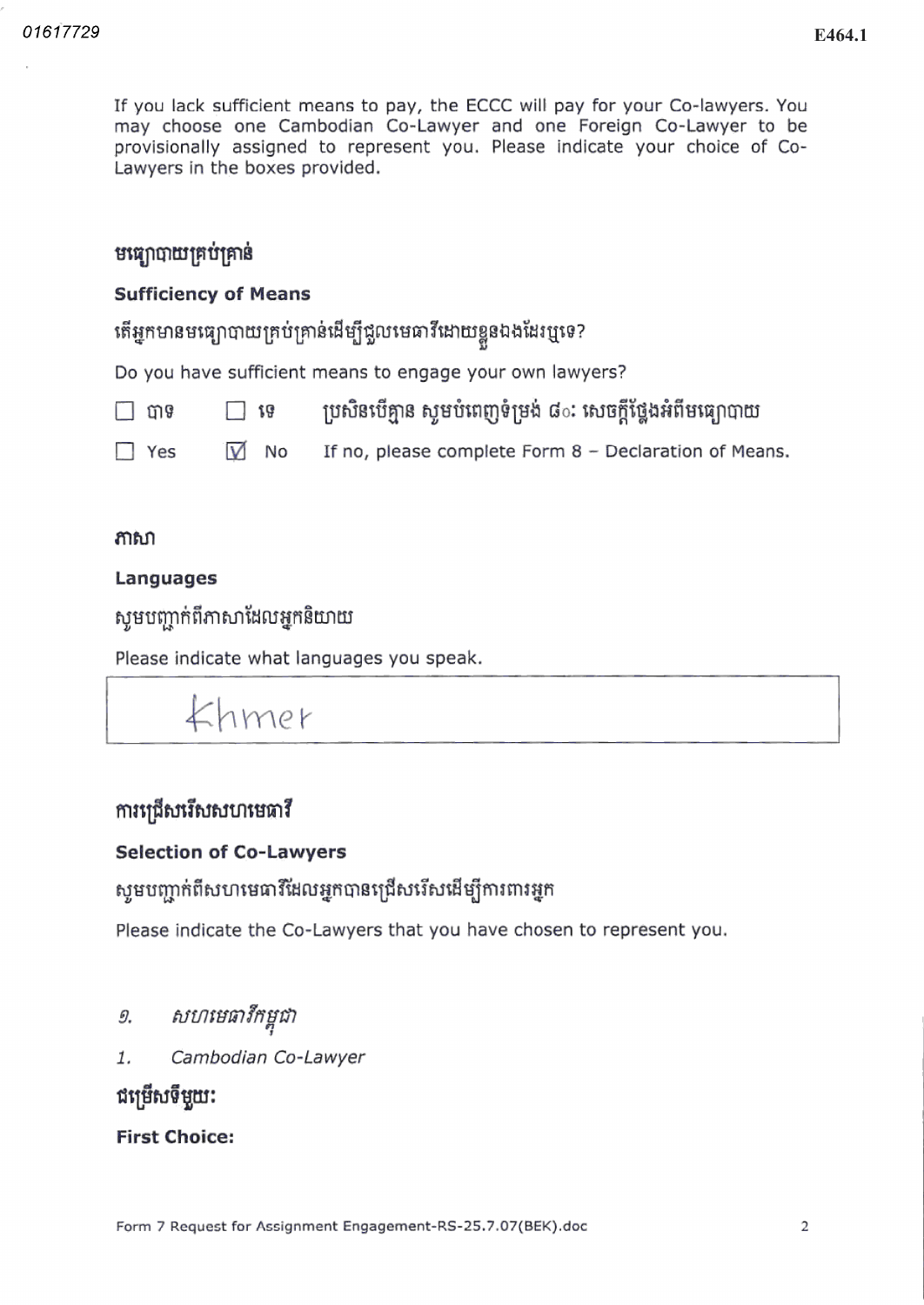If you lack sufficient means to pay, the ECCC will pay for your Co-lawyers. You may choose one Cambodian Co-Lawyer and one Foreign Co-Lawyer to be provisionally assigned to represent you. Please indicate your choice of Co-Lawyers in the boxes provided.

## មធ្យោបាយគ្រប់គ្រាន់

## Sufficiency of Means

តើអ្នកមានមធ្យោបាយគ្រប់គ្រាន់ដើម្បីជួលមេធាវីដោយខ្លួនឯងដែរឬទេ?

Do you have sufficient means to engage your own lawyers?

☐ បាទ ☐ ទេ ប្រសិនបើគ្មាន សូមបំពេញទំរង់ ៨: សេចក្តីថ្លែងអំពីមធ្យោបាយ

☐ Yes ☑ No If no, please complete Form 8 – Declaration of Means.

## ភាសា

## Languages

សូមបញ្ជាក់ពីភាសាដែលអ្នកនិយាយ

Please indicate what languages you speak.

Khmer

## ការជ្រើសរើសសហមេធាវី

## Selection of Co-Lawyers

សូមបញ្ជាក់ពីសហមេធាវីដែលអ្នកបានជ្រើសរើសដើម្បីការពារអ្នក

Please indicate the Co-Lawyers that you have chosen to represent you.

*១. សហមេធាវីកម្ពុជា*

*1. Cambodian Co-Lawyer*

**ជម្រើសទីមួយ:**

**First Choice:**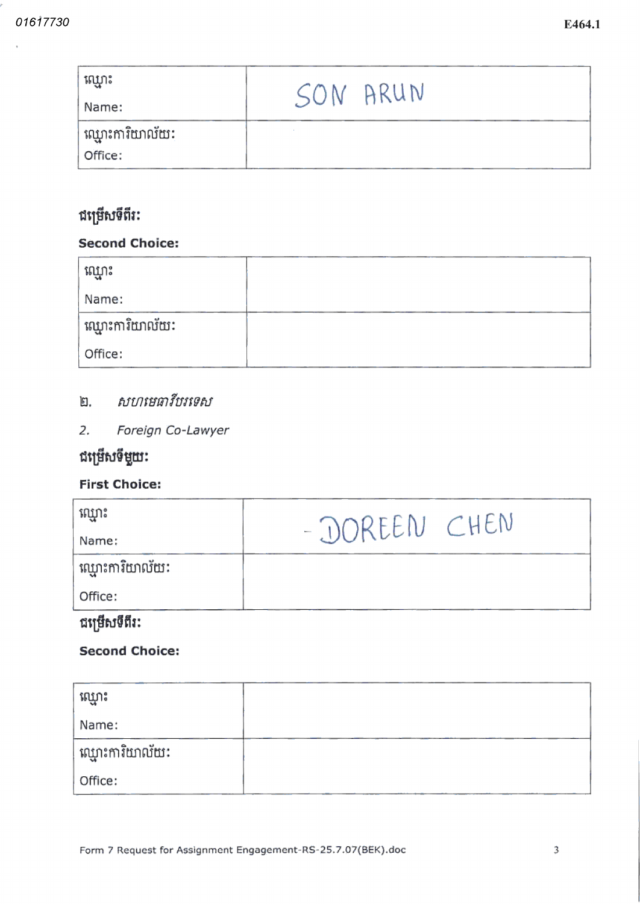| ឈ្មោះ<br>Name: | SON ARUN |
| --- | --- |
| ឈ្មោះការិយាល័យ:<br>Office: | |

**ជម្រើសទីពីរ:**

**Second Choice:**

| ឈ្មោះ<br>Name: | |
| --- | --- |
| ឈ្មោះការិយាល័យ:<br>Office: | |

២. *សហមេធាវីបរទេស*

2. *Foreign Co-Lawyer*

**ជម្រើសទីមួយ:**

**First Choice:**

| ឈ្មោះ<br>Name: | - DOREEN CHEN |
| --- | --- |
| ឈ្មោះការិយាល័យ:<br>Office: | |

**ជម្រើសទីពីរ:**

**Second Choice:**

| ឈ្មោះ<br>Name: | |
| --- | --- |
| ឈ្មោះការិយាល័យ:<br>Office: | |

Form 7 Request for Assignment Engagement-RS-25.7.07(BEK).doc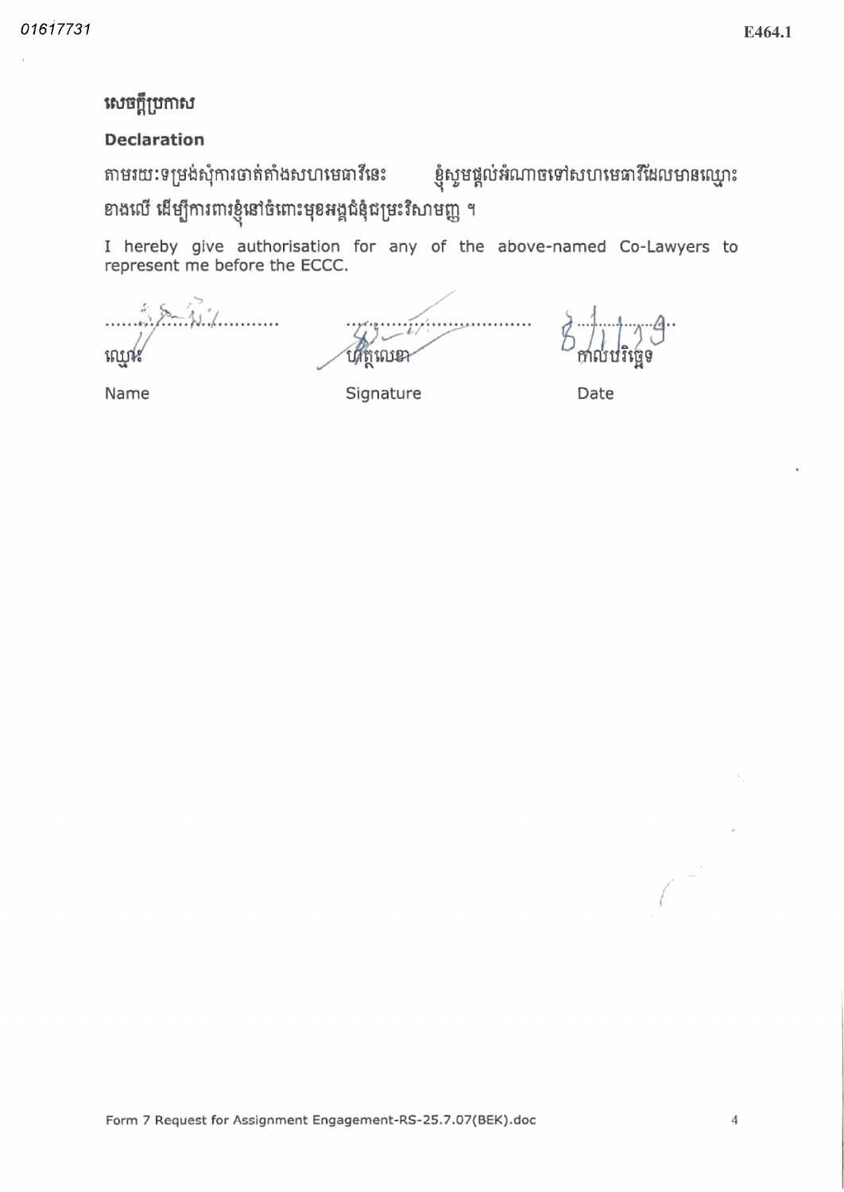## សេចក្តីប្រកាស

### Declaration

តាមរយៈទម្រង់សុំការចាត់តាំងសហមេធាវីនេះ ខ្ញុំសូមផ្តល់អំណាចទៅសហមេធាវីដែលមានឈ្មោះខាងលើ ដើម្បីការពារខ្ញុំនៅចំពោះមុខអង្គជំនុំជម្រះវិសាមញ្ញ ។

I hereby give authorisation for any of the above-named Co-Lawyers to represent me before the ECCC.

| ឈ្មោះ | ហត្ថលេខា | កាលបរិច្ឆេទ |
|---|---|---|
| Name | Signature | Date 8/1/19 |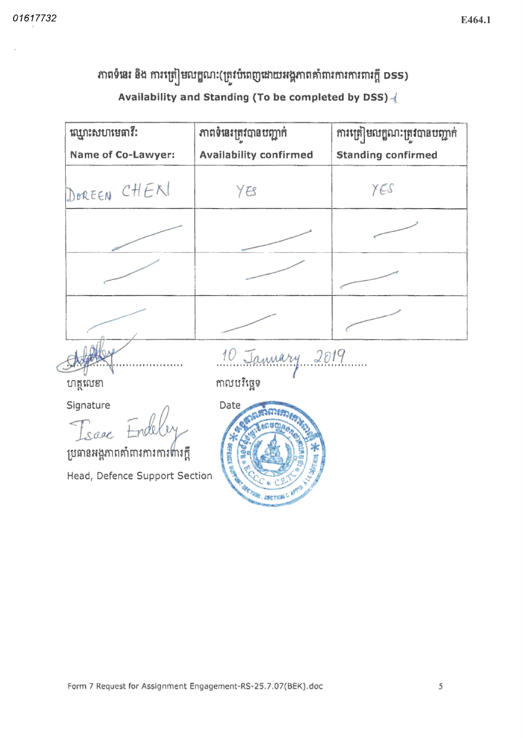01617732

E464.1

## ភាពទំនេរ និង ការត្រៀមលក្ខណៈ(ត្រូវបំពេញដោយអង្គភាពគាំពារការការពារក្តី DSS)

**Availability and Standing (To be completed by DSS)**

| ឈ្មោះសហមេធាវី: Name of Co-Lawyer: | ភាពទំនេរត្រូវបានបញ្ជាក់ Availability confirmed | ការត្រៀមលក្ខណៈត្រូវបានបញ្ជាក់ Standing confirmed |
|---|---|---|
| DOREEN CHEN | YES | YES |
| | | |
| | | |
| | | |

[Signature]

ហត្ថលេខា

Signature

Isaac Endeley

ប្រធានអង្គភាពគាំពារការការពារក្តី

Head, Defence Support Section

10 January 2019

កាលបរិច្ឆេទ

Date

[Stamp: ECCC Defence Support Section]

Form 7 Request for Assignment Engagement-RS-25.7.07(BEK).doc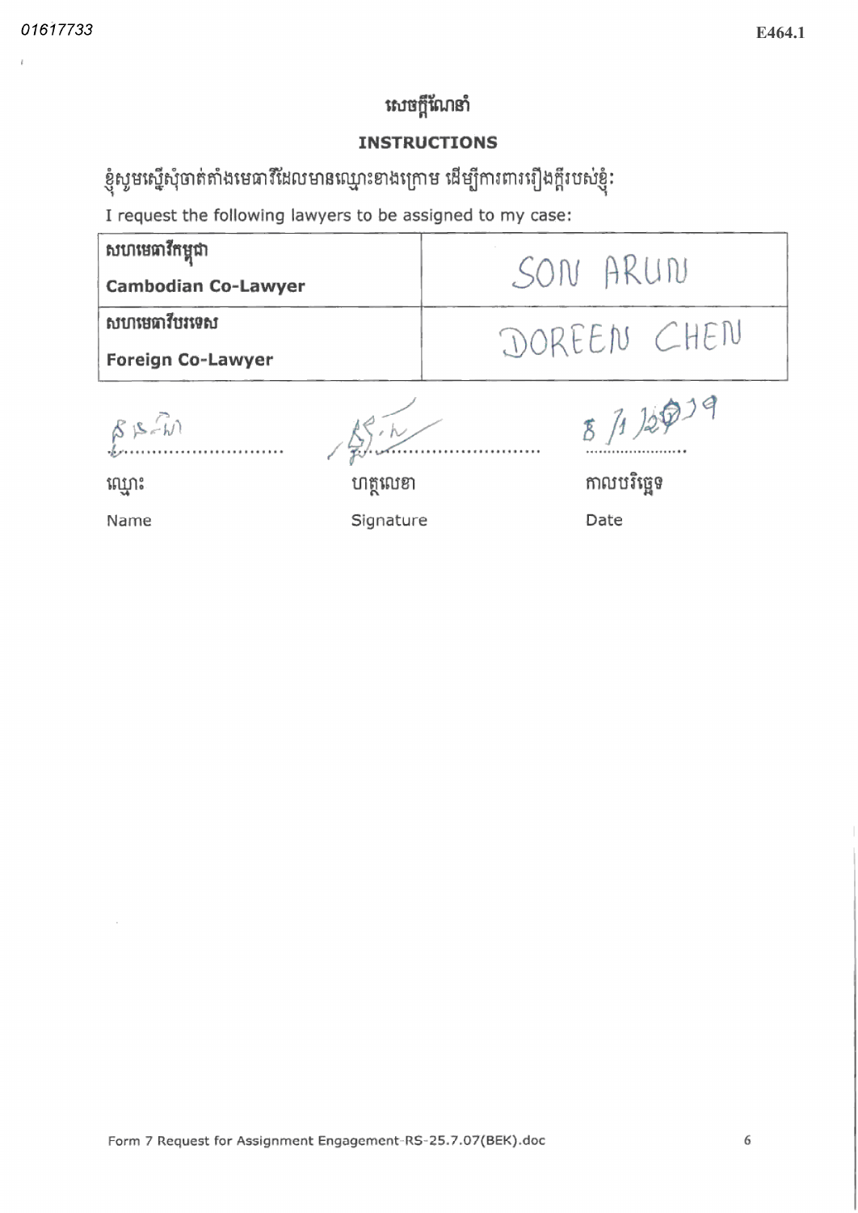# សេចក្តីណែនាំ

## INSTRUCTIONS

ខ្ញុំសូមស្នើសុំចាត់តាំងមេធាវីដែលមានឈ្មោះខាងក្រោម ដើម្បីការពាររឿងក្តីរបស់ខ្ញុំ:

I request the following lawyers to be assigned to my case:

| | |
|---|---|
| **សហមេធាវីកម្ពុជា**<br>**Cambodian Co-Lawyer** | SON ARUN |
| **សហមេធាវីបរទេស**<br>**Foreign Co-Lawyer** | DOREEN CHEN |

| ឈ្មោះ | ហត្ថលេខា | កាលបរិច្ឆេទ |
|---|---|---|
| Name | Signature | Date |
| [handwritten name] | [signature] | 8/1/2019 |

Form 7 Request for Assignment Engagement-RS-25.7.07(BEK).doc